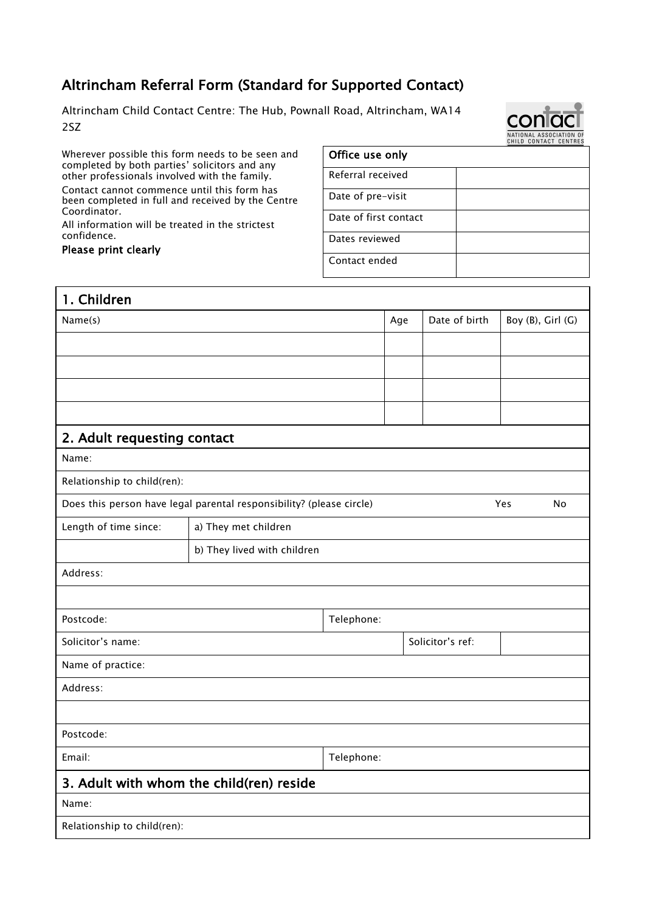# Altrincham Referral Form (Standard for Supported Contact)

Altrincham Child Contact Centre: The Hub, Pownall Road, Altrincham, WA14 2SZ

Wherever possible this form needs to be seen and completed by both parties' solicitors and any other professionals involved with the family.

Contact cannot commence until this form has been completed in full and received by the Centre Coordinator.

All information will be treated in the strictest confidence.

**Please print clearly**

| Office use only | |
|---|---|
| Referral received | |
| Date of pre-visit | |
| Date of first contact | |
| Dates reviewed | |
| Contact ended | |

## 1. Children

| Name(s) | Age | Date of birth | Boy (B), Girl (G) |
|---|---|---|---|
| | | | |
| | | | |
| | | | |
| | | | |

## 2. Adult requesting contact

| | | | |
|---|---|---|---|
| Name: | | | |
| Relationship to child(ren): | | | |
| Does this person have legal parental responsibility? (please circle) | | Yes | No |
| Length of time since: | a) They met children | | |
| | b) They lived with children | | |
| Address: | | | |
| | | | |
| Postcode: | | Telephone: | |
| Solicitor's name: | | Solicitor's ref: | |
| Name of practice: | | | |
| Address: | | | |
| | | | |
| Postcode: | | | |
| Email: | | Telephone: | |

## 3. Adult with whom the child(ren) reside

| | |
|---|---|
| Name: | |
| Relationship to child(ren): | |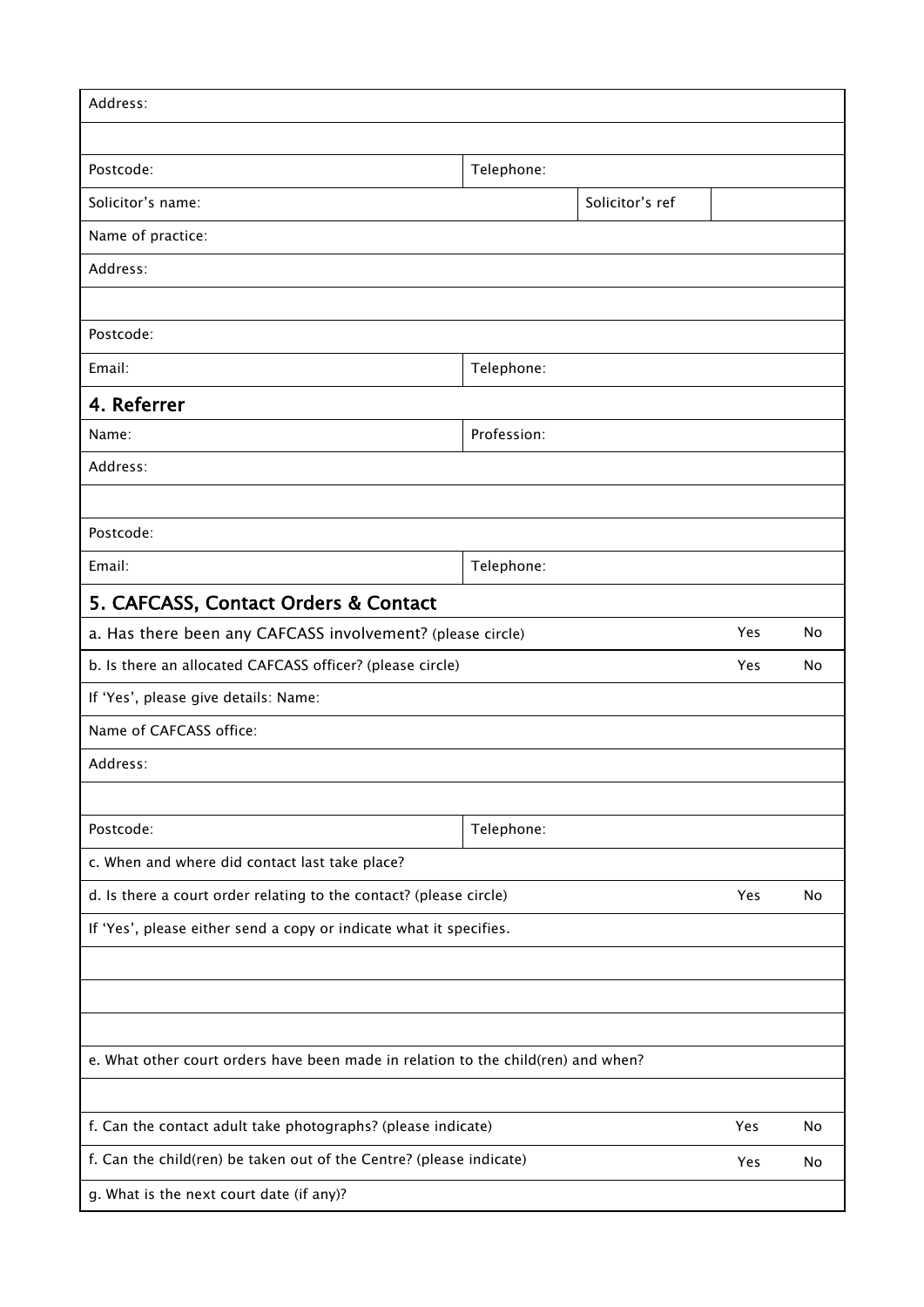| Address: | | | | |
|---|---|---|---|---|
| | | | | |
| Postcode: | Telephone: | | | |
| Solicitor's name: | | Solicitor's ref | | |
| Name of practice: | | | | |
| Address: | | | | |
| | | | | |
| Postcode: | | | | |
| Email: | Telephone: | | | |

## 4. Referrer

| Name: | Profession: |
|---|---|
| Address: | |
| | |
| Postcode: | |
| Email: | Telephone: |

## 5. CAFCASS, Contact Orders & Contact

| | | | |
|---|---|---|---|
| a. Has there been any CAFCASS involvement? (please circle) | | Yes | No |
| b. Is there an allocated CAFCASS officer? (please circle) | | Yes | No |
| If 'Yes', please give details: Name: | | | |
| Name of CAFCASS office: | | | |
| Address: | | | |
| | | | |
| Postcode: | Telephone: | | |
| c. When and where did contact last take place? | | | |
| d. Is there a court order relating to the contact? (please circle) | | Yes | No |
| If 'Yes', please either send a copy or indicate what it specifies. | | | |
| | | | |
| | | | |
| | | | |
| e. What other court orders have been made in relation to the child(ren) and when? | | | |
| | | | |
| f. Can the contact adult take photographs? (please indicate) | | Yes | No |
| f. Can the child(ren) be taken out of the Centre? (please indicate) | | Yes | No |
| g. What is the next court date (if any)? | | | |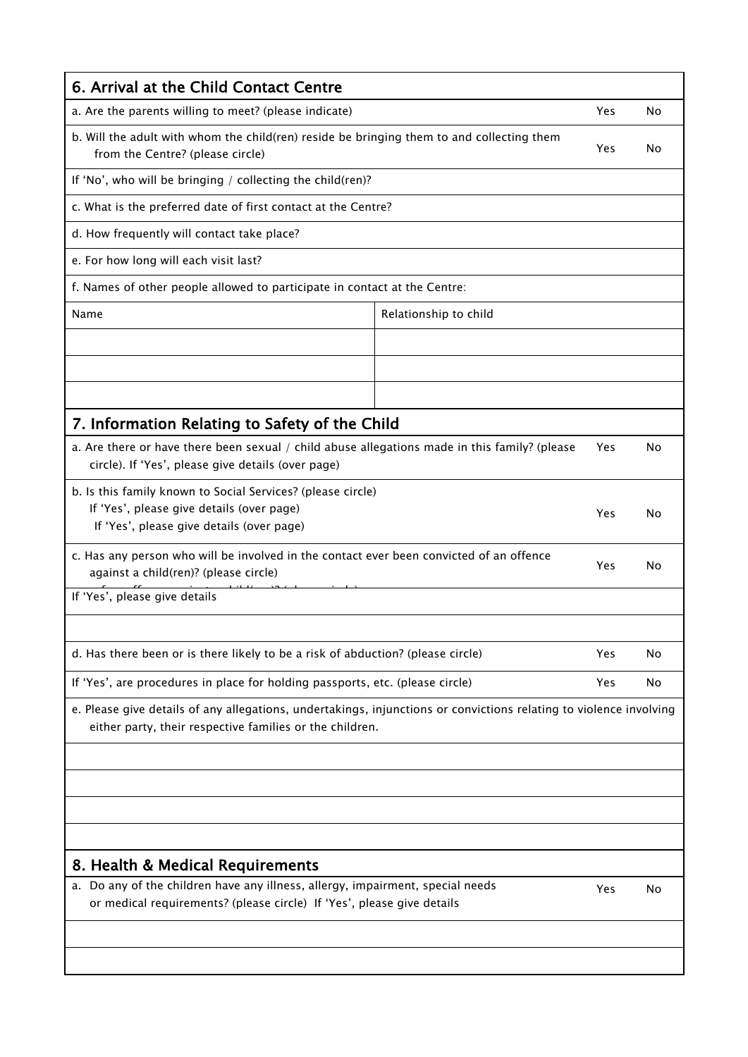## 6. Arrival at the Child Contact Centre

| | Yes | No |
|---|---|---|
| a. Are the parents willing to meet? (please indicate) | Yes | No |
| b. Will the adult with whom the child(ren) reside be bringing them to and collecting them from the Centre? (please circle) | Yes | No |
| If 'No', who will be bringing / collecting the child(ren)? | | |
| c. What is the preferred date of first contact at the Centre? | | |
| d. How frequently will contact take place? | | |
| e. For how long will each visit last? | | |
| f. Names of other people allowed to participate in contact at the Centre: | | |

| Name | Relationship to child |
|---|---|
| | |
| | |
| | |

## 7. Information Relating to Safety of the Child

| | Yes | No |
|---|---|---|
| a. Are there or have there been sexual / child abuse allegations made in this family? (please circle). If 'Yes', please give details (over page) | Yes | No |
| b. Is this family known to Social Services? (please circle) If 'Yes', please give details (over page) If 'Yes', please give details (over page) | Yes | No |
| c. Has any person who will be involved in the contact ever been convicted of an offence against a child(ren)? (please circle) | Yes | No |
| If 'Yes', please give details | | |
| | | |
| d. Has there been or is there likely to be a risk of abduction? (please circle) | Yes | No |
| If 'Yes', are procedures in place for holding passports, etc. (please circle) | Yes | No |

e. Please give details of any allegations, undertakings, injunctions or convictions relating to violence involving either party, their respective families or the children.

| |
|---|
| |
| |
| |
| |

## 8. Health & Medical Requirements

| | Yes | No |
|---|---|---|
| a. Do any of the children have any illness, allergy, impairment, special needs or medical requirements? (please circle) If 'Yes', please give details | Yes | No |
| | | |
| | | |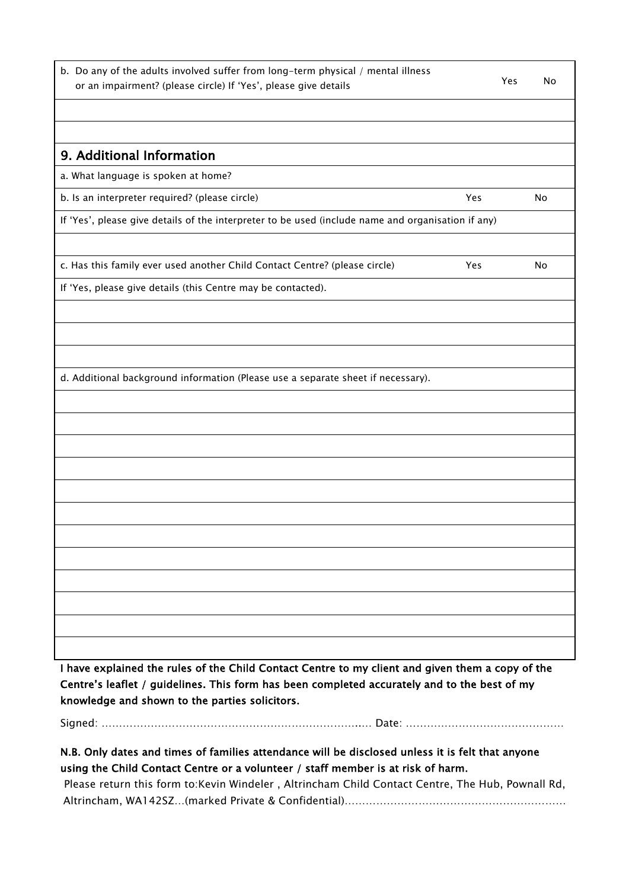| | | |
|---|---|---|
| b. Do any of the adults involved suffer from long-term physical / mental illness or an impairment? (please circle) If 'Yes', please give details | Yes | No |
| | | |
| | | |

## 9. Additional Information

| | | |
|---|---|---|
| a. What language is spoken at home? | | |
| b. Is an interpreter required? (please circle) | Yes | No |
| If 'Yes', please give details of the interpreter to be used (include name and organisation if any) | | |
| | | |
| c. Has this family ever used another Child Contact Centre? (please circle) | Yes | No |
| If 'Yes, please give details (this Centre may be contacted). | | |
| | | |
| | | |
| | | |
| d. Additional background information (Please use a separate sheet if necessary). | | |
| | | |
| | | |
| | | |
| | | |
| | | |
| | | |
| | | |
| | | |
| | | |
| | | |
| | | |
| | | |

**I have explained the rules of the Child Contact Centre to my client and given them a copy of the Centre's leaflet / guidelines. This form has been completed accurately and to the best of my knowledge and shown to the parties solicitors.**

Signed: ……………………………………………………………….….. Date: ………………………………………

**N.B. Only dates and times of families attendance will be disclosed unless it is felt that anyone using the Child Contact Centre or a volunteer / staff member is at risk of harm.**

Please return this form to:Kevin Windeler , Altrincham Child Contact Centre, The Hub, Pownall Rd, Altrincham, WA142SZ…(marked Private & Confidential)………………………………………………………